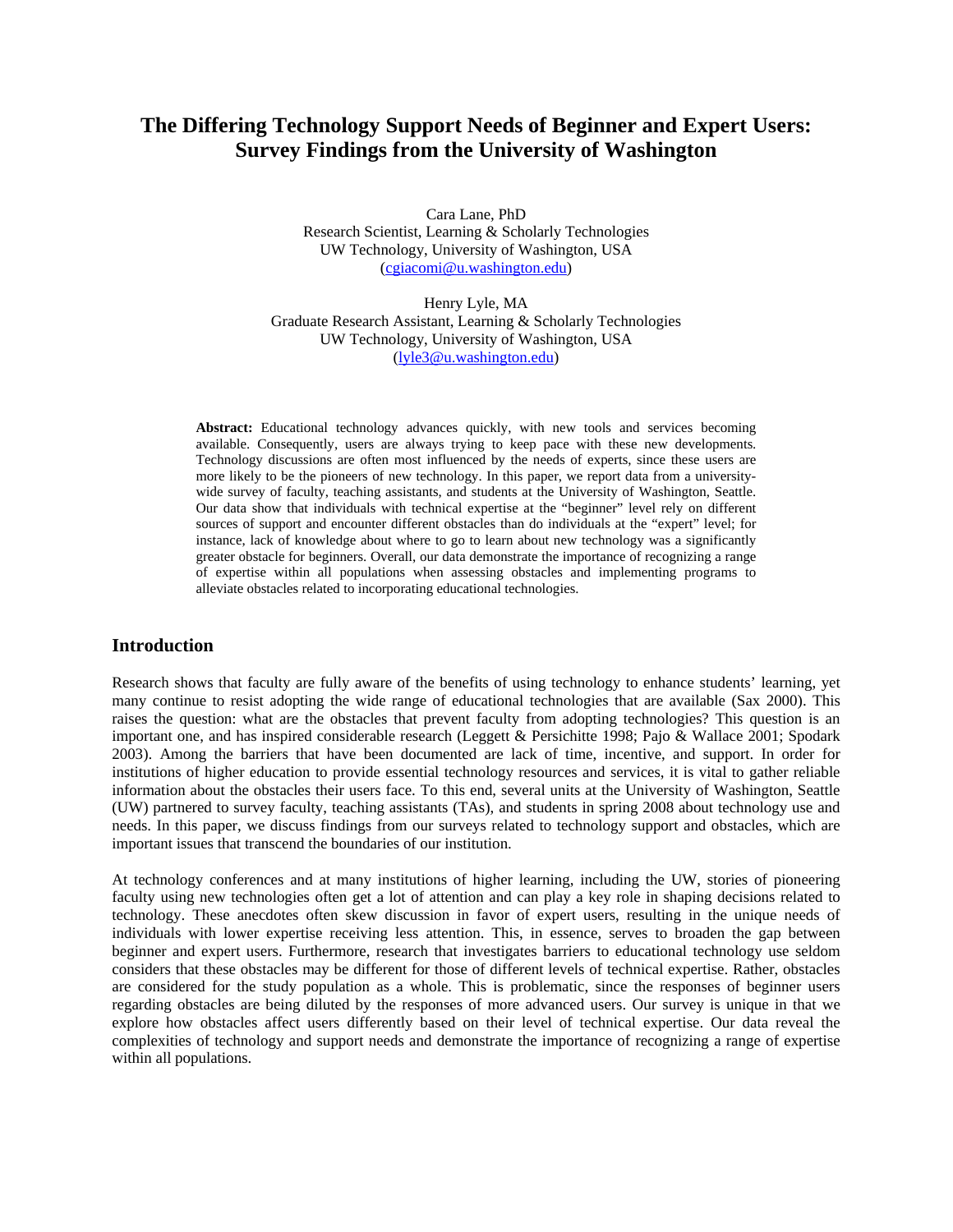# The Differing Technology Support Needs of Beginner and Expert Users: Survey Findings from the University of Washington

Cara Lane, PhD
Research Scientist, Learning & Scholarly Technologies
UW Technology, University of Washington, USA
(cgiacomi@u.washington.edu)

Henry Lyle, MA
Graduate Research Assistant, Learning & Scholarly Technologies
UW Technology, University of Washington, USA
(lyle3@u.washington.edu)

**Abstract:** Educational technology advances quickly, with new tools and services becoming available. Consequently, users are always trying to keep pace with these new developments. Technology discussions are often most influenced by the needs of experts, since these users are more likely to be the pioneers of new technology. In this paper, we report data from a university-wide survey of faculty, teaching assistants, and students at the University of Washington, Seattle. Our data show that individuals with technical expertise at the "beginner" level rely on different sources of support and encounter different obstacles than do individuals at the "expert" level; for instance, lack of knowledge about where to go to learn about new technology was a significantly greater obstacle for beginners. Overall, our data demonstrate the importance of recognizing a range of expertise within all populations when assessing obstacles and implementing programs to alleviate obstacles related to incorporating educational technologies.

## Introduction

Research shows that faculty are fully aware of the benefits of using technology to enhance students' learning, yet many continue to resist adopting the wide range of educational technologies that are available (Sax 2000). This raises the question: what are the obstacles that prevent faculty from adopting technologies? This question is an important one, and has inspired considerable research (Leggett & Persichitte 1998; Pajo & Wallace 2001; Spodark 2003). Among the barriers that have been documented are lack of time, incentive, and support. In order for institutions of higher education to provide essential technology resources and services, it is vital to gather reliable information about the obstacles their users face. To this end, several units at the University of Washington, Seattle (UW) partnered to survey faculty, teaching assistants (TAs), and students in spring 2008 about technology use and needs. In this paper, we discuss findings from our surveys related to technology support and obstacles, which are important issues that transcend the boundaries of our institution.

At technology conferences and at many institutions of higher learning, including the UW, stories of pioneering faculty using new technologies often get a lot of attention and can play a key role in shaping decisions related to technology. These anecdotes often skew discussion in favor of expert users, resulting in the unique needs of individuals with lower expertise receiving less attention. This, in essence, serves to broaden the gap between beginner and expert users. Furthermore, research that investigates barriers to educational technology use seldom considers that these obstacles may be different for those of different levels of technical expertise. Rather, obstacles are considered for the study population as a whole. This is problematic, since the responses of beginner users regarding obstacles are being diluted by the responses of more advanced users. Our survey is unique in that we explore how obstacles affect users differently based on their level of technical expertise. Our data reveal the complexities of technology and support needs and demonstrate the importance of recognizing a range of expertise within all populations.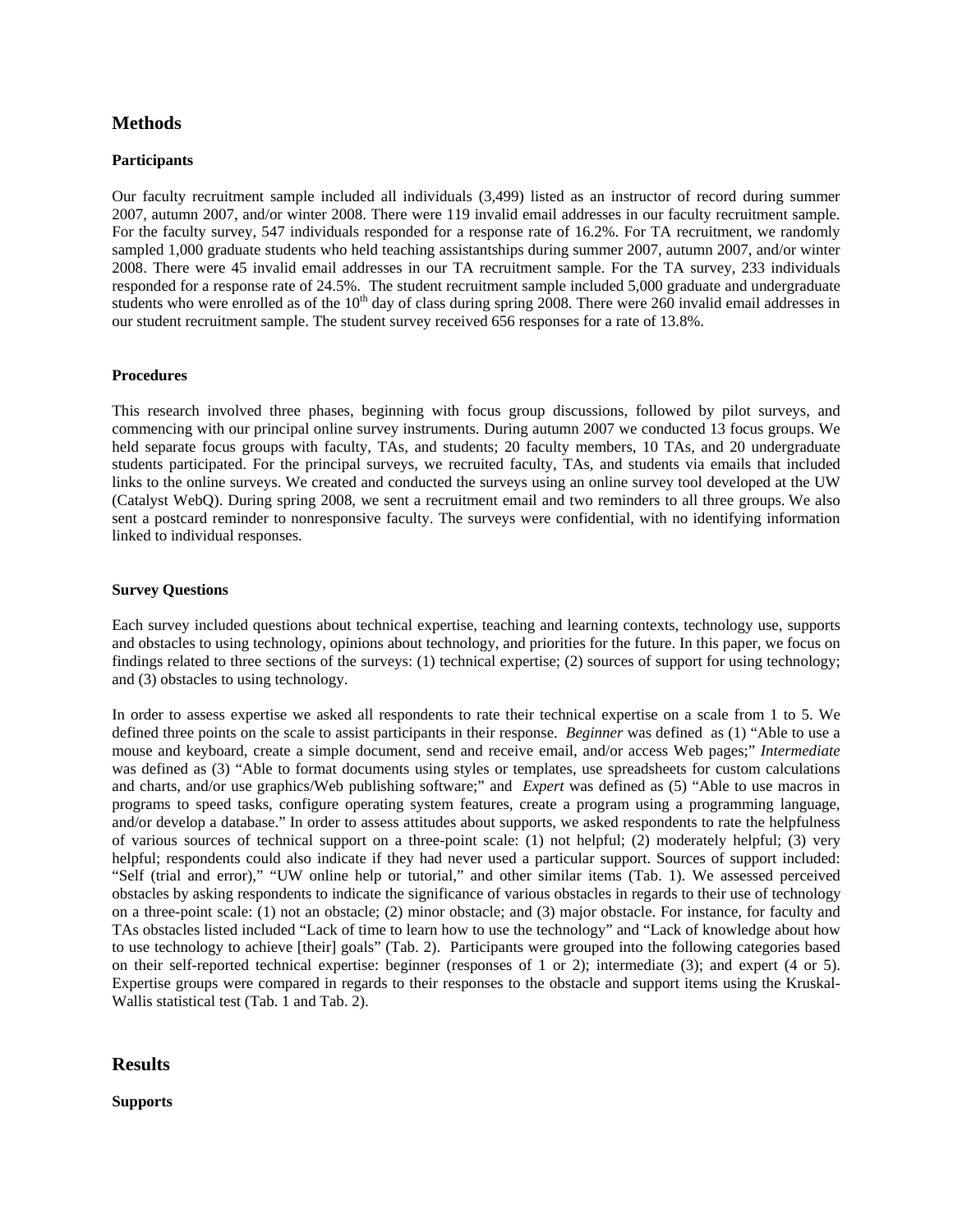## Methods

### Participants

Our faculty recruitment sample included all individuals (3,499) listed as an instructor of record during summer 2007, autumn 2007, and/or winter 2008. There were 119 invalid email addresses in our faculty recruitment sample. For the faculty survey, 547 individuals responded for a response rate of 16.2%. For TA recruitment, we randomly sampled 1,000 graduate students who held teaching assistantships during summer 2007, autumn 2007, and/or winter 2008. There were 45 invalid email addresses in our TA recruitment sample. For the TA survey, 233 individuals responded for a response rate of 24.5%. The student recruitment sample included 5,000 graduate and undergraduate students who were enrolled as of the 10th day of class during spring 2008. There were 260 invalid email addresses in our student recruitment sample. The student survey received 656 responses for a rate of 13.8%.

### Procedures

This research involved three phases, beginning with focus group discussions, followed by pilot surveys, and commencing with our principal online survey instruments. During autumn 2007 we conducted 13 focus groups. We held separate focus groups with faculty, TAs, and students; 20 faculty members, 10 TAs, and 20 undergraduate students participated. For the principal surveys, we recruited faculty, TAs, and students via emails that included links to the online surveys. We created and conducted the surveys using an online survey tool developed at the UW (Catalyst WebQ). During spring 2008, we sent a recruitment email and two reminders to all three groups. We also sent a postcard reminder to nonresponsive faculty. The surveys were confidential, with no identifying information linked to individual responses.

### Survey Questions

Each survey included questions about technical expertise, teaching and learning contexts, technology use, supports and obstacles to using technology, opinions about technology, and priorities for the future. In this paper, we focus on findings related to three sections of the surveys: (1) technical expertise; (2) sources of support for using technology; and (3) obstacles to using technology.

In order to assess expertise we asked all respondents to rate their technical expertise on a scale from 1 to 5. We defined three points on the scale to assist participants in their response. *Beginner* was defined as (1) "Able to use a mouse and keyboard, create a simple document, send and receive email, and/or access Web pages;" *Intermediate* was defined as (3) "Able to format documents using styles or templates, use spreadsheets for custom calculations and charts, and/or use graphics/Web publishing software;" and *Expert* was defined as (5) "Able to use macros in programs to speed tasks, configure operating system features, create a program using a programming language, and/or develop a database." In order to assess attitudes about supports, we asked respondents to rate the helpfulness of various sources of technical support on a three-point scale: (1) not helpful; (2) moderately helpful; (3) very helpful; respondents could also indicate if they had never used a particular support. Sources of support included: "Self (trial and error)," "UW online help or tutorial," and other similar items (Tab. 1). We assessed perceived obstacles by asking respondents to indicate the significance of various obstacles in regards to their use of technology on a three-point scale: (1) not an obstacle; (2) minor obstacle; and (3) major obstacle. For instance, for faculty and TAs obstacles listed included "Lack of time to learn how to use the technology" and "Lack of knowledge about how to use technology to achieve [their] goals" (Tab. 2). Participants were grouped into the following categories based on their self-reported technical expertise: beginner (responses of 1 or 2); intermediate (3); and expert (4 or 5). Expertise groups were compared in regards to their responses to the obstacle and support items using the Kruskal-Wallis statistical test (Tab. 1 and Tab. 2).

## Results

### Supports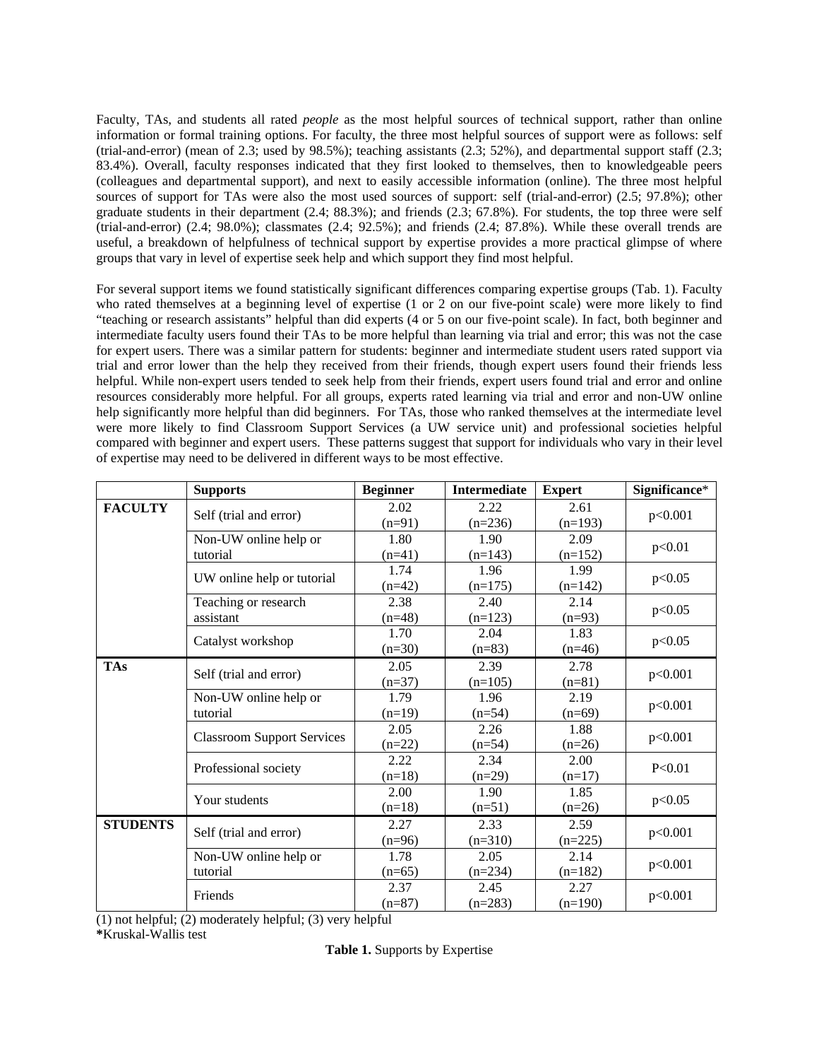Faculty, TAs, and students all rated *people* as the most helpful sources of technical support, rather than online information or formal training options. For faculty, the three most helpful sources of support were as follows: self (trial-and-error) (mean of 2.3; used by 98.5%); teaching assistants (2.3; 52%), and departmental support staff (2.3; 83.4%). Overall, faculty responses indicated that they first looked to themselves, then to knowledgeable peers (colleagues and departmental support), and next to easily accessible information (online). The three most helpful sources of support for TAs were also the most used sources of support: self (trial-and-error) (2.5; 97.8%); other graduate students in their department (2.4; 88.3%); and friends (2.3; 67.8%). For students, the top three were self (trial-and-error) (2.4; 98.0%); classmates (2.4; 92.5%); and friends (2.4; 87.8%). While these overall trends are useful, a breakdown of helpfulness of technical support by expertise provides a more practical glimpse of where groups that vary in level of expertise seek help and which support they find most helpful.

For several support items we found statistically significant differences comparing expertise groups (Tab. 1). Faculty who rated themselves at a beginning level of expertise (1 or 2 on our five-point scale) were more likely to find "teaching or research assistants" helpful than did experts (4 or 5 on our five-point scale). In fact, both beginner and intermediate faculty users found their TAs to be more helpful than learning via trial and error; this was not the case for expert users. There was a similar pattern for students: beginner and intermediate student users rated support via trial and error lower than the help they received from their friends, though expert users found their friends less helpful. While non-expert users tended to seek help from their friends, expert users found trial and error and online resources considerably more helpful. For all groups, experts rated learning via trial and error and non-UW online help significantly more helpful than did beginners. For TAs, those who ranked themselves at the intermediate level were more likely to find Classroom Support Services (a UW service unit) and professional societies helpful compared with beginner and expert users. These patterns suggest that support for individuals who vary in their level of expertise may need to be delivered in different ways to be most effective.

| | **Supports** | **Beginner** | **Intermediate** | **Expert** | **Significance*** |
|---|---|---|---|---|---|
| **FACULTY** | Self (trial and error) | 2.02 (n=91) | 2.22 (n=236) | 2.61 (n=193) | p<0.001 |
| | Non-UW online help or tutorial | 1.80 (n=41) | 1.90 (n=143) | 2.09 (n=152) | p<0.01 |
| | UW online help or tutorial | 1.74 (n=42) | 1.96 (n=175) | 1.99 (n=142) | p<0.05 |
| | Teaching or research assistant | 2.38 (n=48) | 2.40 (n=123) | 2.14 (n=93) | p<0.05 |
| | Catalyst workshop | 1.70 (n=30) | 2.04 (n=83) | 1.83 (n=46) | p<0.05 |
| **TAs** | Self (trial and error) | 2.05 (n=37) | 2.39 (n=105) | 2.78 (n=81) | p<0.001 |
| | Non-UW online help or tutorial | 1.79 (n=19) | 1.96 (n=54) | 2.19 (n=69) | p<0.001 |
| | Classroom Support Services | 2.05 (n=22) | 2.26 (n=54) | 1.88 (n=26) | p<0.001 |
| | Professional society | 2.22 (n=18) | 2.34 (n=29) | 2.00 (n=17) | P<0.01 |
| | Your students | 2.00 (n=18) | 1.90 (n=51) | 1.85 (n=26) | p<0.05 |
| **STUDENTS** | Self (trial and error) | 2.27 (n=96) | 2.33 (n=310) | 2.59 (n=225) | p<0.001 |
| | Non-UW online help or tutorial | 1.78 (n=65) | 2.05 (n=234) | 2.14 (n=182) | p<0.001 |
| | Friends | 2.37 (n=87) | 2.45 (n=283) | 2.27 (n=190) | p<0.001 |

(1) not helpful; (2) moderately helpful; (3) very helpful

**\***Kruskal-Wallis test

**Table 1.** Supports by Expertise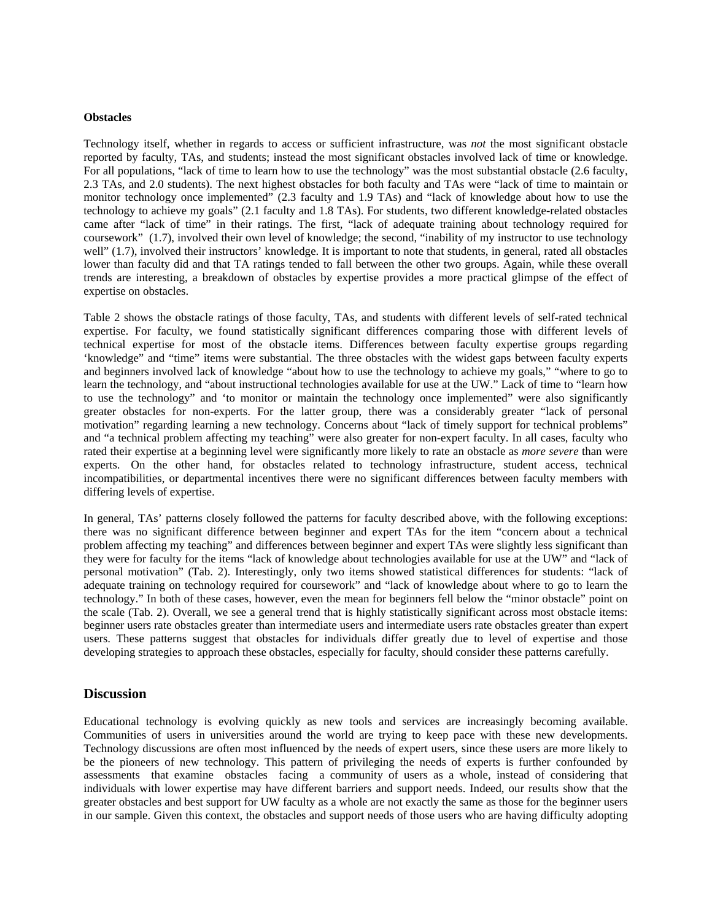**Obstacles**

Technology itself, whether in regards to access or sufficient infrastructure, was *not* the most significant obstacle reported by faculty, TAs, and students; instead the most significant obstacles involved lack of time or knowledge. For all populations, "lack of time to learn how to use the technology" was the most substantial obstacle (2.6 faculty, 2.3 TAs, and 2.0 students). The next highest obstacles for both faculty and TAs were "lack of time to maintain or monitor technology once implemented" (2.3 faculty and 1.9 TAs) and "lack of knowledge about how to use the technology to achieve my goals" (2.1 faculty and 1.8 TAs). For students, two different knowledge-related obstacles came after "lack of time" in their ratings. The first, "lack of adequate training about technology required for coursework" (1.7), involved their own level of knowledge; the second, "inability of my instructor to use technology well" (1.7), involved their instructors' knowledge. It is important to note that students, in general, rated all obstacles lower than faculty did and that TA ratings tended to fall between the other two groups. Again, while these overall trends are interesting, a breakdown of obstacles by expertise provides a more practical glimpse of the effect of expertise on obstacles.

Table 2 shows the obstacle ratings of those faculty, TAs, and students with different levels of self-rated technical expertise. For faculty, we found statistically significant differences comparing those with different levels of technical expertise for most of the obstacle items. Differences between faculty expertise groups regarding 'knowledge" and "time" items were substantial. The three obstacles with the widest gaps between faculty experts and beginners involved lack of knowledge "about how to use the technology to achieve my goals," "where to go to learn the technology, and "about instructional technologies available for use at the UW." Lack of time to "learn how to use the technology" and 'to monitor or maintain the technology once implemented" were also significantly greater obstacles for non-experts. For the latter group, there was a considerably greater "lack of personal motivation" regarding learning a new technology. Concerns about "lack of timely support for technical problems" and "a technical problem affecting my teaching" were also greater for non-expert faculty. In all cases, faculty who rated their expertise at a beginning level were significantly more likely to rate an obstacle as *more severe* than were experts. On the other hand, for obstacles related to technology infrastructure, student access, technical incompatibilities, or departmental incentives there were no significant differences between faculty members with differing levels of expertise.

In general, TAs' patterns closely followed the patterns for faculty described above, with the following exceptions: there was no significant difference between beginner and expert TAs for the item "concern about a technical problem affecting my teaching" and differences between beginner and expert TAs were slightly less significant than they were for faculty for the items "lack of knowledge about technologies available for use at the UW" and "lack of personal motivation" (Tab. 2). Interestingly, only two items showed statistical differences for students: "lack of adequate training on technology required for coursework" and "lack of knowledge about where to go to learn the technology." In both of these cases, however, even the mean for beginners fell below the "minor obstacle" point on the scale (Tab. 2). Overall, we see a general trend that is highly statistically significant across most obstacle items: beginner users rate obstacles greater than intermediate users and intermediate users rate obstacles greater than expert users. These patterns suggest that obstacles for individuals differ greatly due to level of expertise and those developing strategies to approach these obstacles, especially for faculty, should consider these patterns carefully.

## Discussion

Educational technology is evolving quickly as new tools and services are increasingly becoming available. Communities of users in universities around the world are trying to keep pace with these new developments. Technology discussions are often most influenced by the needs of expert users, since these users are more likely to be the pioneers of new technology. This pattern of privileging the needs of experts is further confounded by assessments that examine obstacles facing a community of users as a whole, instead of considering that individuals with lower expertise may have different barriers and support needs. Indeed, our results show that the greater obstacles and best support for UW faculty as a whole are not exactly the same as those for the beginner users in our sample. Given this context, the obstacles and support needs of those users who are having difficulty adopting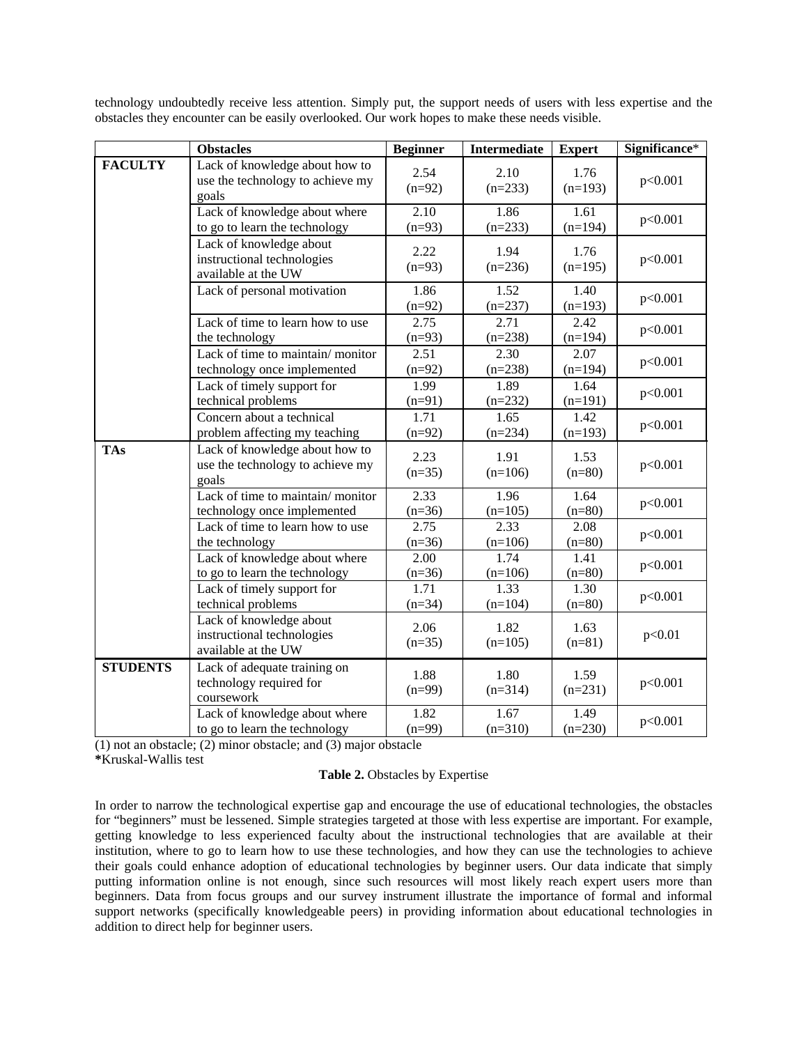technology undoubtedly receive less attention. Simply put, the support needs of users with less expertise and the obstacles they encounter can be easily overlooked. Our work hopes to make these needs visible.

| | Obstacles | Beginner | Intermediate | Expert | Significance* |
|---|---|---|---|---|---|
| **FACULTY** | Lack of knowledge about how to use the technology to achieve my goals | 2.54 (n=92) | 2.10 (n=233) | 1.76 (n=193) | p<0.001 |
| | Lack of knowledge about where to go to learn the technology | 2.10 (n=93) | 1.86 (n=233) | 1.61 (n=194) | p<0.001 |
| | Lack of knowledge about instructional technologies available at the UW | 2.22 (n=93) | 1.94 (n=236) | 1.76 (n=195) | p<0.001 |
| | Lack of personal motivation | 1.86 (n=92) | 1.52 (n=237) | 1.40 (n=193) | p<0.001 |
| | Lack of time to learn how to use the technology | 2.75 (n=93) | 2.71 (n=238) | 2.42 (n=194) | p<0.001 |
| | Lack of time to maintain/ monitor technology once implemented | 2.51 (n=92) | 2.30 (n=238) | 2.07 (n=194) | p<0.001 |
| | Lack of timely support for technical problems | 1.99 (n=91) | 1.89 (n=232) | 1.64 (n=191) | p<0.001 |
| | Concern about a technical problem affecting my teaching | 1.71 (n=92) | 1.65 (n=234) | 1.42 (n=193) | p<0.001 |
| **TAs** | Lack of knowledge about how to use the technology to achieve my goals | 2.23 (n=35) | 1.91 (n=106) | 1.53 (n=80) | p<0.001 |
| | Lack of time to maintain/ monitor technology once implemented | 2.33 (n=36) | 1.96 (n=105) | 1.64 (n=80) | p<0.001 |
| | Lack of time to learn how to use the technology | 2.75 (n=36) | 2.33 (n=106) | 2.08 (n=80) | p<0.001 |
| | Lack of knowledge about where to go to learn the technology | 2.00 (n=36) | 1.74 (n=106) | 1.41 (n=80) | p<0.001 |
| | Lack of timely support for technical problems | 1.71 (n=34) | 1.33 (n=104) | 1.30 (n=80) | p<0.001 |
| | Lack of knowledge about instructional technologies available at the UW | 2.06 (n=35) | 1.82 (n=105) | 1.63 (n=81) | p<0.01 |
| **STUDENTS** | Lack of adequate training on technology required for coursework | 1.88 (n=99) | 1.80 (n=314) | 1.59 (n=231) | p<0.001 |
| | Lack of knowledge about where to go to learn the technology | 1.82 (n=99) | 1.67 (n=310) | 1.49 (n=230) | p<0.001 |

(1) not an obstacle; (2) minor obstacle; and (3) major obstacle
**\***Kruskal-Wallis test

**Table 2.** Obstacles by Expertise

In order to narrow the technological expertise gap and encourage the use of educational technologies, the obstacles for "beginners" must be lessened. Simple strategies targeted at those with less expertise are important. For example, getting knowledge to less experienced faculty about the instructional technologies that are available at their institution, where to go to learn how to use these technologies, and how they can use the technologies to achieve their goals could enhance adoption of educational technologies by beginner users. Our data indicate that simply putting information online is not enough, since such resources will most likely reach expert users more than beginners. Data from focus groups and our survey instrument illustrate the importance of formal and informal support networks (specifically knowledgeable peers) in providing information about educational technologies in addition to direct help for beginner users.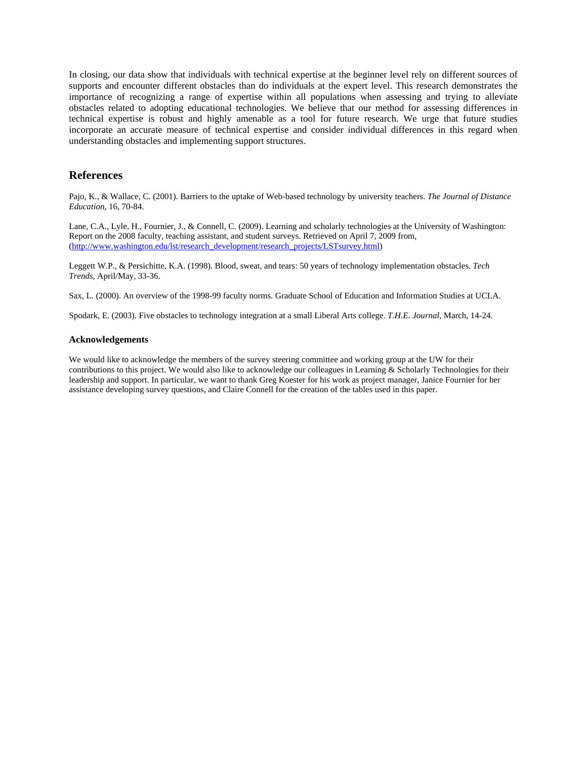In closing, our data show that individuals with technical expertise at the beginner level rely on different sources of supports and encounter different obstacles than do individuals at the expert level. This research demonstrates the importance of recognizing a range of expertise within all populations when assessing and trying to alleviate obstacles related to adopting educational technologies. We believe that our method for assessing differences in technical expertise is robust and highly amenable as a tool for future research. We urge that future studies incorporate an accurate measure of technical expertise and consider individual differences in this regard when understanding obstacles and implementing support structures.

## References

Pajo, K., & Wallace, C. (2001). Barriers to the uptake of Web-based technology by university teachers. *The Journal of Distance Education*, 16, 70-84.

Lane, C.A., Lyle, H., Fournier, J., & Connell, C. (2009). Learning and scholarly technologies at the University of Washington: Report on the 2008 faculty, teaching assistant, and student surveys. Retrieved on April 7, 2009 from, (http://www.washington.edu/lst/research_development/research_projects/LSTsurvey.html)

Leggett W.P., & Persichitte, K.A. (1998). Blood, sweat, and tears: 50 years of technology implementation obstacles. *Tech Trends*, April/May, 33-36.

Sax, L. (2000). An overview of the 1998-99 faculty norms. Graduate School of Education and Information Studies at UCLA.

Spodark, E. (2003). Five obstacles to technology integration at a small Liberal Arts college. *T.H.E. Journal*, March, 14-24.

### Acknowledgements

We would like to acknowledge the members of the survey steering committee and working group at the UW for their contributions to this project. We would also like to acknowledge our colleagues in Learning & Scholarly Technologies for their leadership and support. In particular, we want to thank Greg Koester for his work as project manager, Janice Fournier for her assistance developing survey questions, and Claire Connell for the creation of the tables used in this paper.